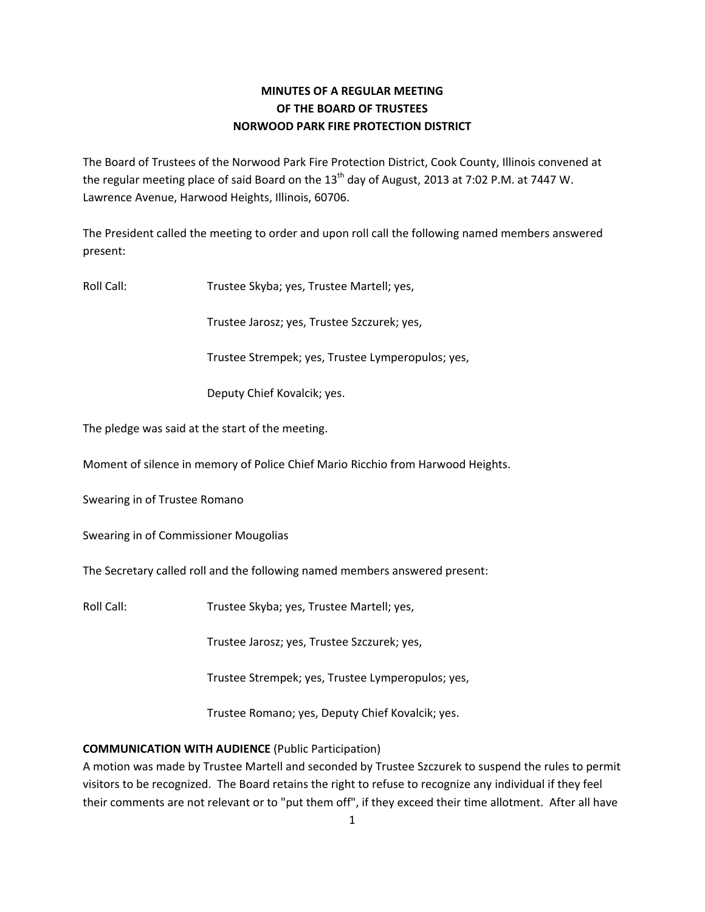**MINUTES OF A REGULAR MEETING**
**OF THE BOARD OF TRUSTEES**
**NORWOOD PARK FIRE PROTECTION DISTRICT**

The Board of Trustees of the Norwood Park Fire Protection District, Cook County, Illinois convened at the regular meeting place of said Board on the 13th day of August, 2013 at 7:02 P.M. at 7447 W. Lawrence Avenue, Harwood Heights, Illinois, 60706.

The President called the meeting to order and upon roll call the following named members answered present:

Roll Call: Trustee Skyba; yes, Trustee Martell; yes,

Trustee Jarosz; yes, Trustee Szczurek; yes,

Trustee Strempek; yes, Trustee Lymperopulos; yes,

Deputy Chief Kovalcik; yes.

The pledge was said at the start of the meeting.

Moment of silence in memory of Police Chief Mario Ricchio from Harwood Heights.

Swearing in of Trustee Romano

Swearing in of Commissioner Mougolias

The Secretary called roll and the following named members answered present:

Roll Call: Trustee Skyba; yes, Trustee Martell; yes,

Trustee Jarosz; yes, Trustee Szczurek; yes,

Trustee Strempek; yes, Trustee Lymperopulos; yes,

Trustee Romano; yes, Deputy Chief Kovalcik; yes.

**COMMUNICATION WITH AUDIENCE** (Public Participation)
A motion was made by Trustee Martell and seconded by Trustee Szczurek to suspend the rules to permit visitors to be recognized. The Board retains the right to refuse to recognize any individual if they feel their comments are not relevant or to "put them off", if they exceed their time allotment. After all have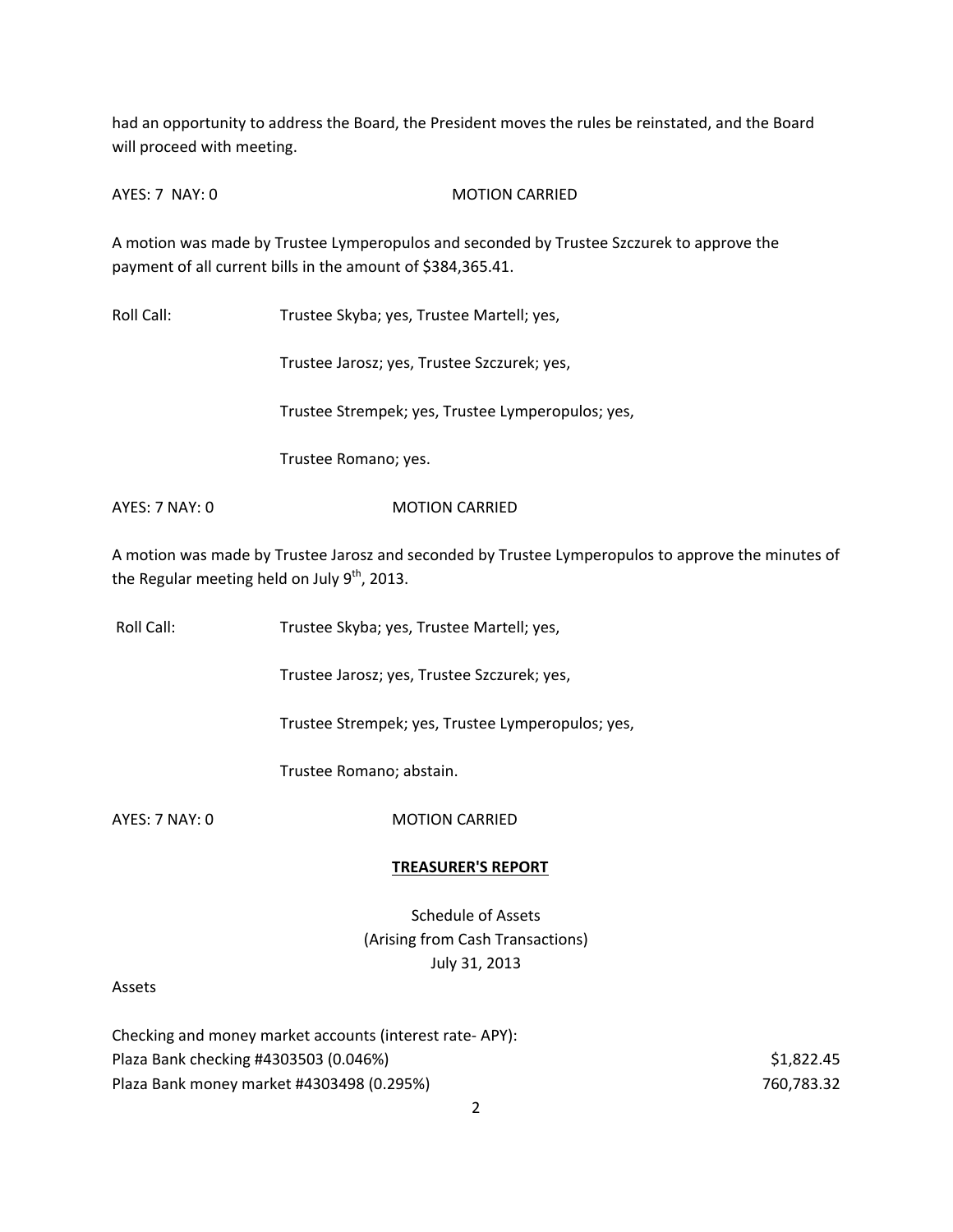had an opportunity to address the Board, the President moves the rules be reinstated, and the Board will proceed with meeting.

AYES: 7 NAY: 0 MOTION CARRIED

A motion was made by Trustee Lymperopulos and seconded by Trustee Szczurek to approve the payment of all current bills in the amount of $384,365.41.

Roll Call: Trustee Skyba; yes, Trustee Martell; yes,

Trustee Jarosz; yes, Trustee Szczurek; yes,

Trustee Strempek; yes, Trustee Lymperopulos; yes,

Trustee Romano; yes.

AYES: 7 NAY: 0 MOTION CARRIED

A motion was made by Trustee Jarosz and seconded by Trustee Lymperopulos to approve the minutes of the Regular meeting held on July 9th, 2013.

Roll Call: Trustee Skyba; yes, Trustee Martell; yes,

Trustee Jarosz; yes, Trustee Szczurek; yes,

Trustee Strempek; yes, Trustee Lymperopulos; yes,

Trustee Romano; abstain.

AYES: 7 NAY: 0 MOTION CARRIED

**TREASURER'S REPORT**

Schedule of Assets
(Arising from Cash Transactions)
July 31, 2013

Assets

| | |
|---|---|
| Checking and money market accounts (interest rate- APY): | |
| Plaza Bank checking #4303503 (0.046%) | $1,822.45 |
| Plaza Bank money market #4303498 (0.295%) | 760,783.32 |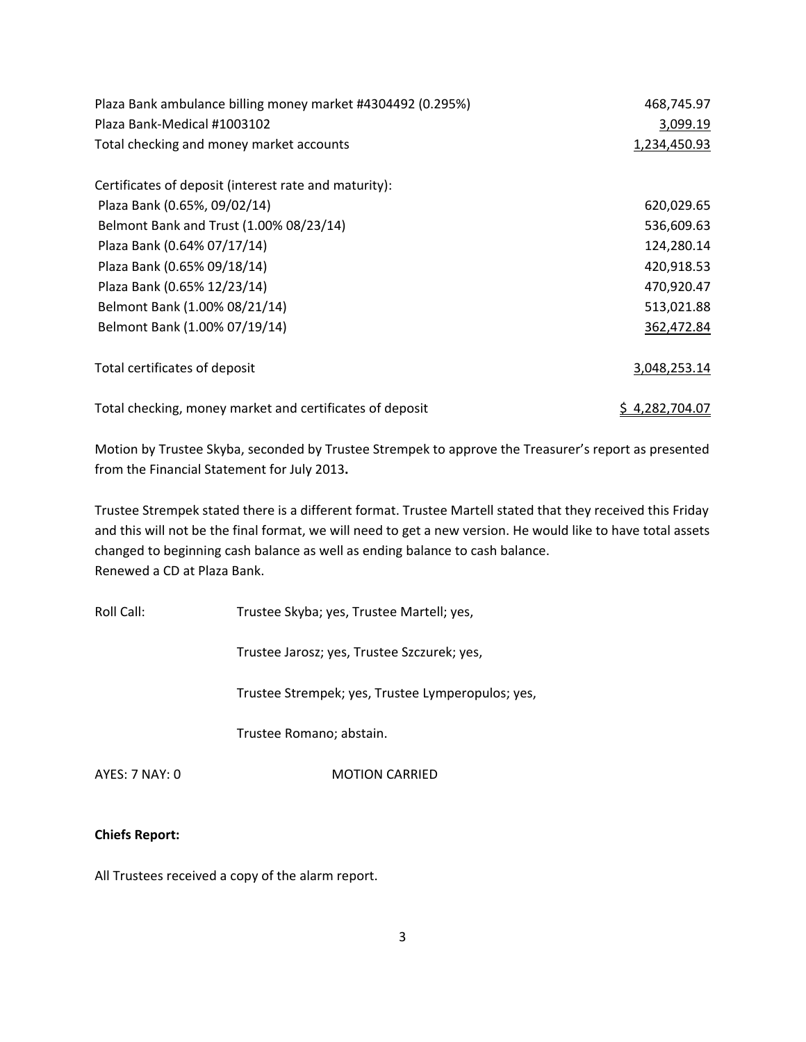| | |
|---|---|
| Plaza Bank ambulance billing money market #4304492 (0.295%) | 468,745.97 |
| Plaza Bank-Medical #1003102 | 3,099.19 |
| Total checking and money market accounts | 1,234,450.93 |
| | |
| Certificates of deposit (interest rate and maturity): | |
| Plaza Bank (0.65%, 09/02/14) | 620,029.65 |
| Belmont Bank and Trust (1.00% 08/23/14) | 536,609.63 |
| Plaza Bank (0.64% 07/17/14) | 124,280.14 |
| Plaza Bank (0.65% 09/18/14) | 420,918.53 |
| Plaza Bank (0.65% 12/23/14) | 470,920.47 |
| Belmont Bank (1.00% 08/21/14) | 513,021.88 |
| Belmont Bank (1.00% 07/19/14) | 362,472.84 |
| | |
| Total certificates of deposit | 3,048,253.14 |
| | |
| Total checking, money market and certificates of deposit | $ 4,282,704.07 |

Motion by Trustee Skyba, seconded by Trustee Strempek to approve the Treasurer's report as presented from the Financial Statement for July 2013**.**

Trustee Strempek stated there is a different format. Trustee Martell stated that they received this Friday and this will not be the final format, we will need to get a new version. He would like to have total assets changed to beginning cash balance as well as ending balance to cash balance.
Renewed a CD at Plaza Bank.

Roll Call: Trustee Skyba; yes, Trustee Martell; yes,

Trustee Jarosz; yes, Trustee Szczurek; yes,

Trustee Strempek; yes, Trustee Lymperopulos; yes,

Trustee Romano; abstain.

AYES: 7 NAY: 0 MOTION CARRIED

**Chiefs Report:**

All Trustees received a copy of the alarm report.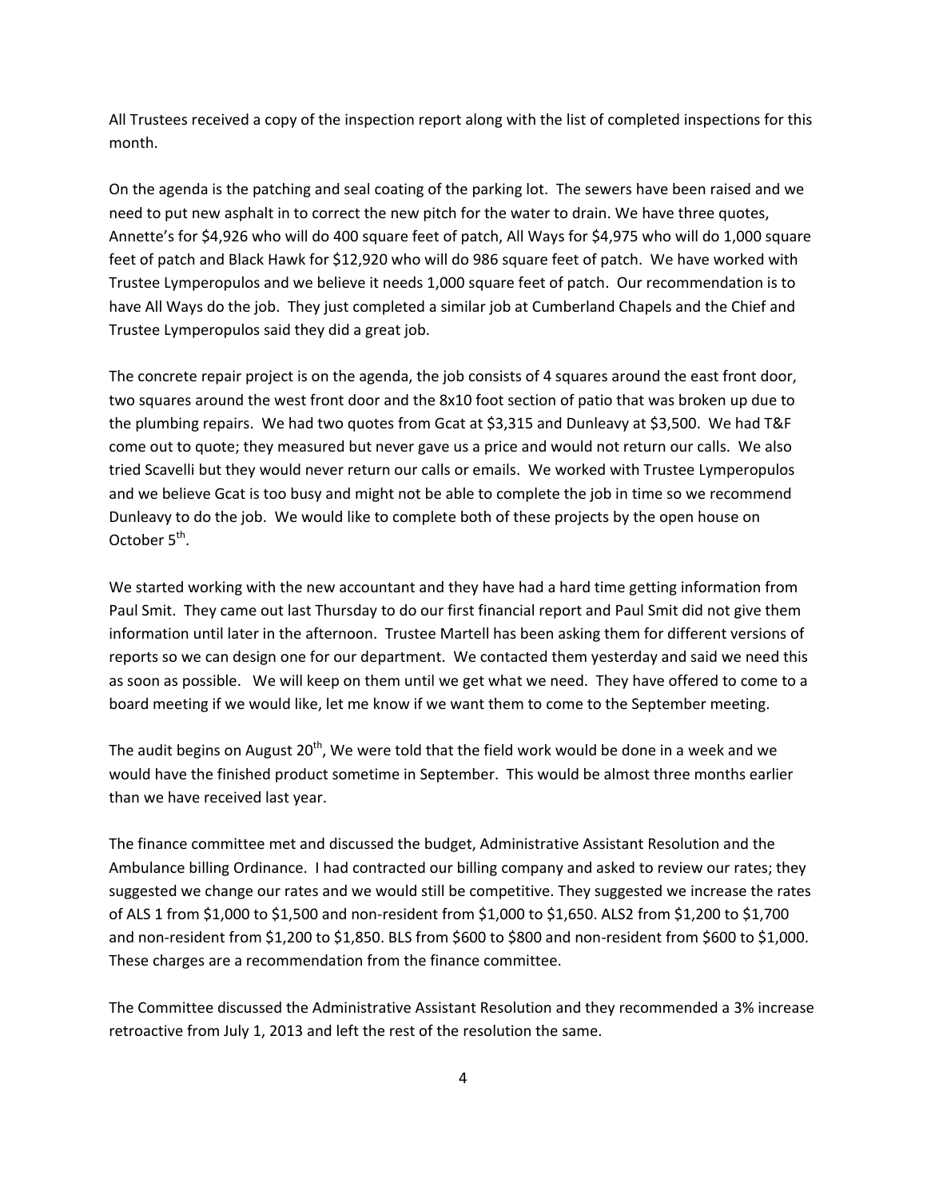All Trustees received a copy of the inspection report along with the list of completed inspections for this month.

On the agenda is the patching and seal coating of the parking lot. The sewers have been raised and we need to put new asphalt in to correct the new pitch for the water to drain. We have three quotes, Annette's for $4,926 who will do 400 square feet of patch, All Ways for $4,975 who will do 1,000 square feet of patch and Black Hawk for $12,920 who will do 986 square feet of patch. We have worked with Trustee Lymperopulos and we believe it needs 1,000 square feet of patch. Our recommendation is to have All Ways do the job. They just completed a similar job at Cumberland Chapels and the Chief and Trustee Lymperopulos said they did a great job.

The concrete repair project is on the agenda, the job consists of 4 squares around the east front door, two squares around the west front door and the 8x10 foot section of patio that was broken up due to the plumbing repairs. We had two quotes from Gcat at $3,315 and Dunleavy at $3,500. We had T&F come out to quote; they measured but never gave us a price and would not return our calls. We also tried Scavelli but they would never return our calls or emails. We worked with Trustee Lymperopulos and we believe Gcat is too busy and might not be able to complete the job in time so we recommend Dunleavy to do the job. We would like to complete both of these projects by the open house on October 5th.

We started working with the new accountant and they have had a hard time getting information from Paul Smit. They came out last Thursday to do our first financial report and Paul Smit did not give them information until later in the afternoon. Trustee Martell has been asking them for different versions of reports so we can design one for our department. We contacted them yesterday and said we need this as soon as possible. We will keep on them until we get what we need. They have offered to come to a board meeting if we would like, let me know if we want them to come to the September meeting.

The audit begins on August 20th, We were told that the field work would be done in a week and we would have the finished product sometime in September. This would be almost three months earlier than we have received last year.

The finance committee met and discussed the budget, Administrative Assistant Resolution and the Ambulance billing Ordinance. I had contracted our billing company and asked to review our rates; they suggested we change our rates and we would still be competitive. They suggested we increase the rates of ALS 1 from $1,000 to $1,500 and non-resident from $1,000 to $1,650. ALS2 from $1,200 to $1,700 and non-resident from $1,200 to $1,850. BLS from $600 to $800 and non-resident from $600 to $1,000. These charges are a recommendation from the finance committee.

The Committee discussed the Administrative Assistant Resolution and they recommended a 3% increase retroactive from July 1, 2013 and left the rest of the resolution the same.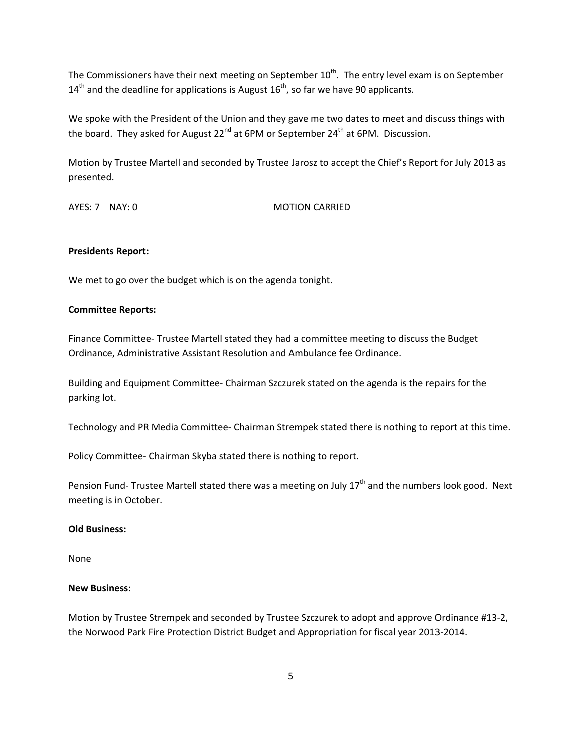The Commissioners have their next meeting on September 10th. The entry level exam is on September 14th and the deadline for applications is August 16th, so far we have 90 applicants.

We spoke with the President of the Union and they gave me two dates to meet and discuss things with the board. They asked for August 22nd at 6PM or September 24th at 6PM. Discussion.

Motion by Trustee Martell and seconded by Trustee Jarosz to accept the Chief's Report for July 2013 as presented.

AYES: 7 NAY: 0 MOTION CARRIED

**Presidents Report:**

We met to go over the budget which is on the agenda tonight.

**Committee Reports:**

Finance Committee- Trustee Martell stated they had a committee meeting to discuss the Budget Ordinance, Administrative Assistant Resolution and Ambulance fee Ordinance.

Building and Equipment Committee- Chairman Szczurek stated on the agenda is the repairs for the parking lot.

Technology and PR Media Committee- Chairman Strempek stated there is nothing to report at this time.

Policy Committee- Chairman Skyba stated there is nothing to report.

Pension Fund- Trustee Martell stated there was a meeting on July 17th and the numbers look good. Next meeting is in October.

**Old Business:**

None

**New Business**:

Motion by Trustee Strempek and seconded by Trustee Szczurek to adopt and approve Ordinance #13-2, the Norwood Park Fire Protection District Budget and Appropriation for fiscal year 2013-2014.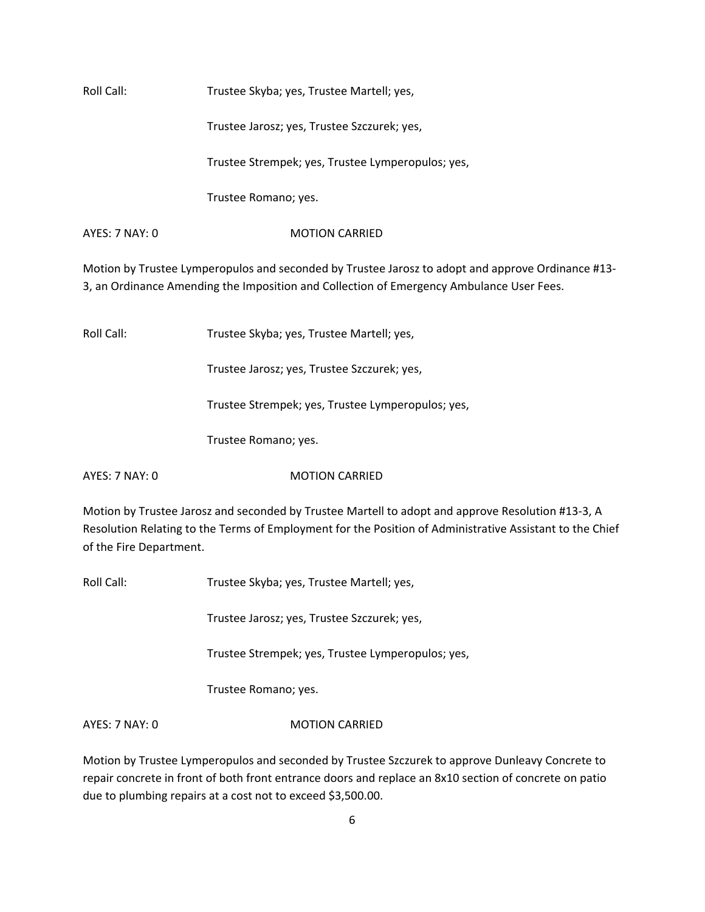Roll Call: Trustee Skyba; yes, Trustee Martell; yes,

Trustee Jarosz; yes, Trustee Szczurek; yes,

Trustee Strempek; yes, Trustee Lymperopulos; yes,

Trustee Romano; yes.

AYES: 7 NAY: 0 MOTION CARRIED

Motion by Trustee Lymperopulos and seconded by Trustee Jarosz to adopt and approve Ordinance #13-3, an Ordinance Amending the Imposition and Collection of Emergency Ambulance User Fees.

Roll Call: Trustee Skyba; yes, Trustee Martell; yes,

Trustee Jarosz; yes, Trustee Szczurek; yes,

Trustee Strempek; yes, Trustee Lymperopulos; yes,

Trustee Romano; yes.

AYES: 7 NAY: 0 MOTION CARRIED

Motion by Trustee Jarosz and seconded by Trustee Martell to adopt and approve Resolution #13-3, A Resolution Relating to the Terms of Employment for the Position of Administrative Assistant to the Chief of the Fire Department.

Roll Call: Trustee Skyba; yes, Trustee Martell; yes,

Trustee Jarosz; yes, Trustee Szczurek; yes,

Trustee Strempek; yes, Trustee Lymperopulos; yes,

Trustee Romano; yes.

AYES: 7 NAY: 0 MOTION CARRIED

Motion by Trustee Lymperopulos and seconded by Trustee Szczurek to approve Dunleavy Concrete to repair concrete in front of both front entrance doors and replace an 8x10 section of concrete on patio due to plumbing repairs at a cost not to exceed $3,500.00.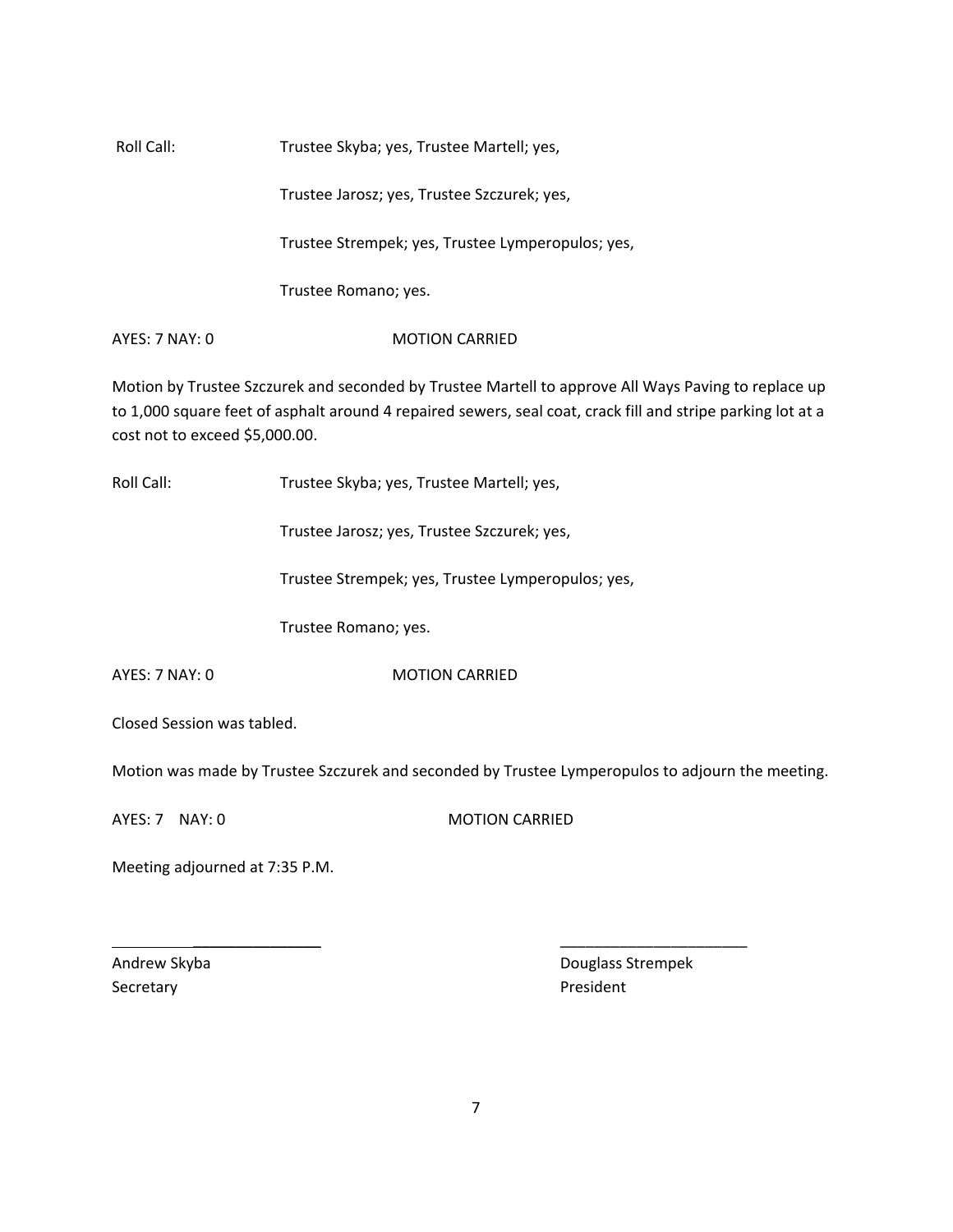Roll Call: Trustee Skyba; yes, Trustee Martell; yes,

Trustee Jarosz; yes, Trustee Szczurek; yes,

Trustee Strempek; yes, Trustee Lymperopulos; yes,

Trustee Romano; yes.

AYES: 7 NAY: 0 MOTION CARRIED

Motion by Trustee Szczurek and seconded by Trustee Martell to approve All Ways Paving to replace up to 1,000 square feet of asphalt around 4 repaired sewers, seal coat, crack fill and stripe parking lot at a cost not to exceed $5,000.00.

Roll Call: Trustee Skyba; yes, Trustee Martell; yes,

Trustee Jarosz; yes, Trustee Szczurek; yes,

Trustee Strempek; yes, Trustee Lymperopulos; yes,

Trustee Romano; yes.

AYES: 7 NAY: 0 MOTION CARRIED

Closed Session was tabled.

Motion was made by Trustee Szczurek and seconded by Trustee Lymperopulos to adjourn the meeting.

AYES: 7 NAY: 0 MOTION CARRIED

Meeting adjourned at 7:35 P.M.

_________________________ _________________________

Andrew Skyba
Secretary

Douglass Strempek
President